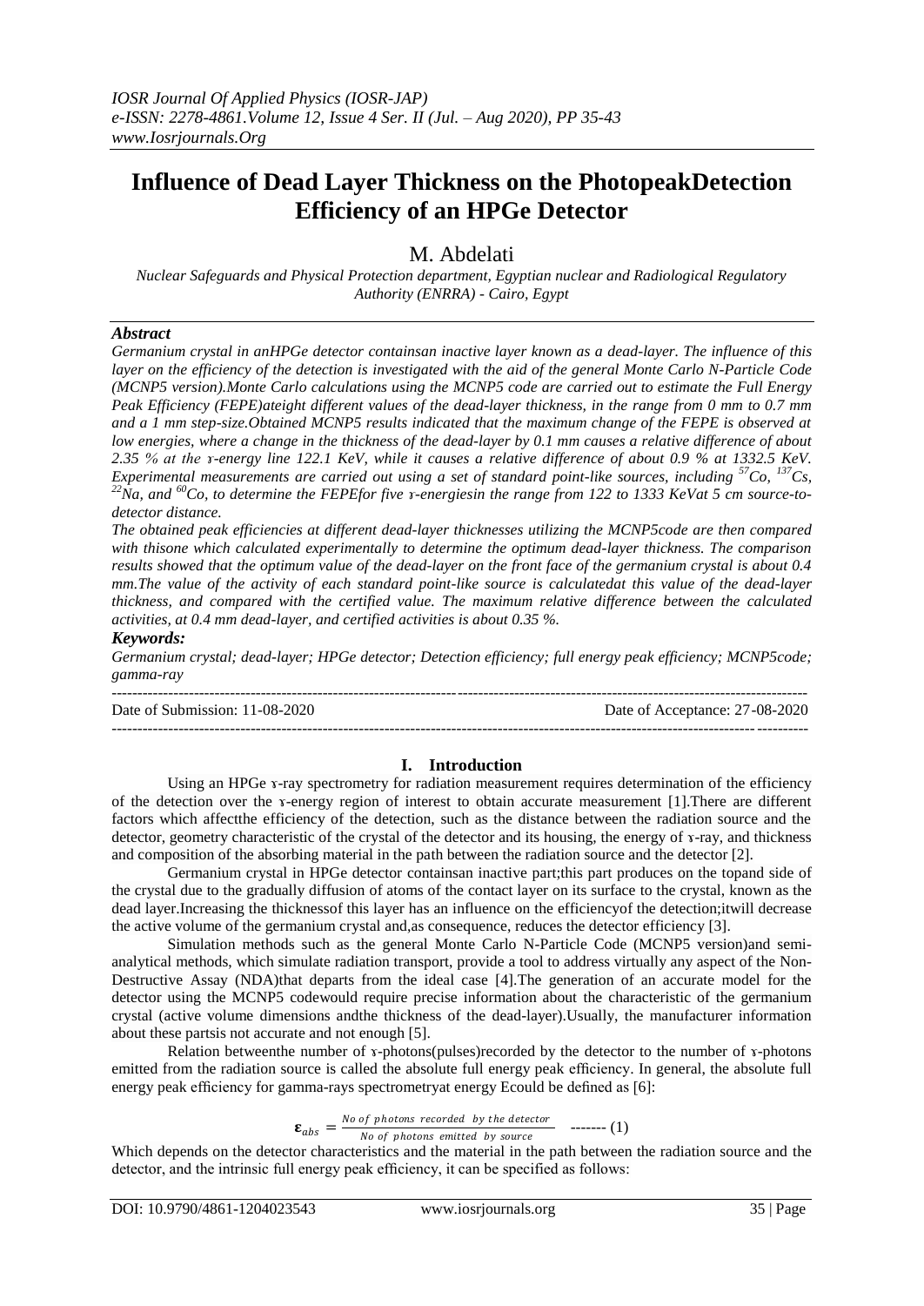# Influence of Dead Layer Thickness on the PhotopeakDetection Efficiency of an HPGe Detector

M. Abdelati

*Nuclear Safeguards and Physical Protection department, Egyptian nuclear and Radiological Regulatory Authority (ENRRA) - Cairo, Egypt*

### *Abstract*

*Germanium crystal in anHPGe detector containsan inactive layer known as a dead-layer. The influence of this layer on the efficiency of the detection is investigated with the aid of the general Monte Carlo N-Particle Code (MCNP5 version).Monte Carlo calculations using the MCNP5 code are carried out to estimate the Full Energy Peak Efficiency (FEPE)ateight different values of the dead-layer thickness, in the range from 0 mm to 0.7 mm and a 1 mm step-size.Obtained MCNP5 results indicated that the maximum change of the FEPE is observed at low energies, where a change in the thickness of the dead-layer by 0.1 mm causes a relative difference of about 2.35 % at the ɤ-energy line 122.1 KeV, while it causes a relative difference of about 0.9 % at 1332.5 KeV. Experimental measurements are carried out using a set of standard point-like sources, including $^{57}Co$, $^{137}Cs$, $^{22}Na$, and $^{60}Co$, to determine the FEPEfor five ɤ-energiesin the range from 122 to 1333 KeVat 5 cm source-to-detector distance.*

*The obtained peak efficiencies at different dead-layer thicknesses utilizing the MCNP5code are then compared with thisone which calculated experimentally to determine the optimum dead-layer thickness. The comparison results showed that the optimum value of the dead-layer on the front face of the germanium crystal is about 0.4 mm.The value of the activity of each standard point-like source is calculatedat this value of the dead-layer thickness, and compared with the certified value. The maximum relative difference between the calculated activities, at 0.4 mm dead-layer, and certified activities is about 0.35 %.*

### *Keywords:*

*Germanium crystal; dead-layer; HPGe detector; Detection efficiency; full energy peak efficiency; MCNP5code; gamma-ray*

---

Date of Submission: 11-08-2020 | Date of Acceptance: 27-08-2020

---

## I. Introduction

Using an HPGe ɤ-ray spectrometry for radiation measurement requires determination of the efficiency of the detection over the ɤ-energy region of interest to obtain accurate measurement [1].There are different factors which affectthe efficiency of the detection, such as the distance between the radiation source and the detector, geometry characteristic of the crystal of the detector and its housing, the energy of ɤ-ray, and thickness and composition of the absorbing material in the path between the radiation source and the detector [2].

Germanium crystal in HPGe detector containsan inactive part;this part produces on the topand side of the crystal due to the gradually diffusion of atoms of the contact layer on its surface to the crystal, known as the dead layer.Increasing the thicknessof this layer has an influence on the efficiencyof the detection;itwill decrease the active volume of the germanium crystal and,as consequence, reduces the detector efficiency [3].

Simulation methods such as the general Monte Carlo N-Particle Code (MCNP5 version)and semi-analytical methods, which simulate radiation transport, provide a tool to address virtually any aspect of the Non-Destructive Assay (NDA)that departs from the ideal case [4].The generation of an accurate model for the detector using the MCNP5 codewould require precise information about the characteristic of the germanium crystal (active volume dimensions andthe thickness of the dead-layer).Usually, the manufacturer information about these partsis not accurate and not enough [5].

Relation betweenthe number of ɤ-photons(pulses)recorded by the detector to the number of ɤ-photons emitted from the radiation source is called the absolute full energy peak efficiency. In general, the absolute full energy peak efficiency for gamma-rays spectrometryat energy Ecould be defined as [6]:

$$\boldsymbol{\varepsilon}_{abs} = \frac{No\ of\ photons\ recorded\ \ by\ the\ detector}{No\ of\ photons\ emitted\ \ by\ source} \quad \text{------- (1)}$$

Which depends on the detector characteristics and the material in the path between the radiation source and the detector, and the intrinsic full energy peak efficiency, it can be specified as follows: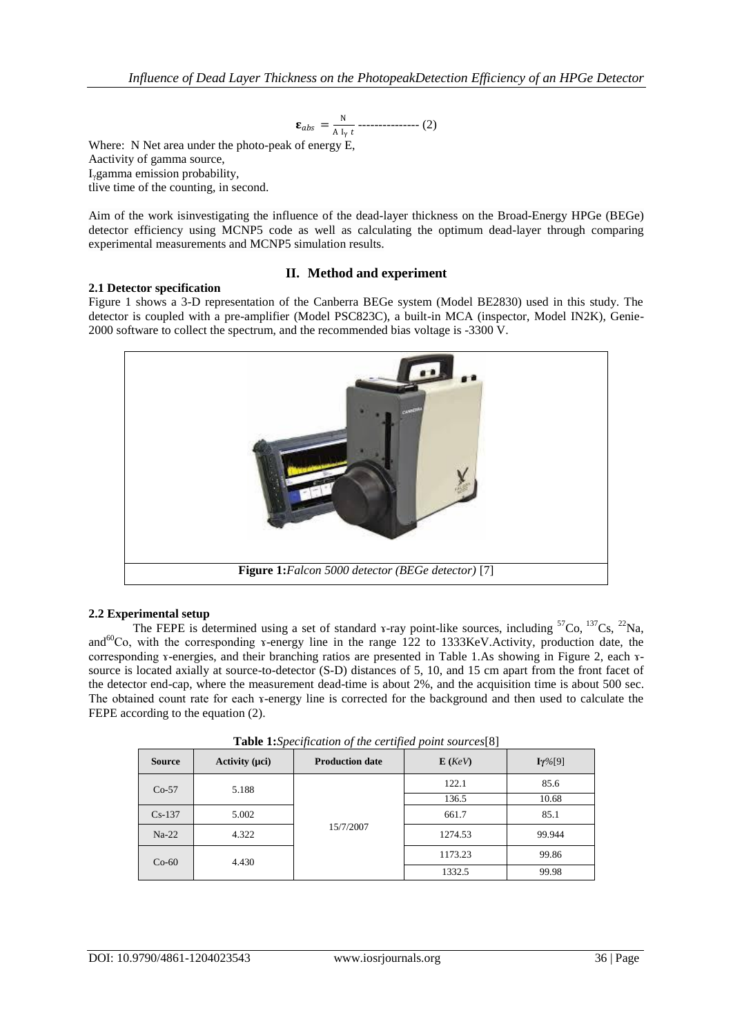$$\boldsymbol{\varepsilon}_{abs} = \frac{N}{A\ I_{\gamma}\ t} \text{ --------------- } (2)$$

Where: N Net area under the photo-peak of energy E,
Aactivity of gamma source,
$I_{\gamma}$gamma emission probability,
tlive time of the counting, in second.

Aim of the work isinvestigating the influence of the dead-layer thickness on the Broad-Energy HPGe (BEGe) detector efficiency using MCNP5 code as well as calculating the optimum dead-layer through comparing experimental measurements and MCNP5 simulation results.

## II. Method and experiment

### 2.1 Detector specification

Figure 1 shows a 3-D representation of the Canberra BEGe system (Model BE2830) used in this study. The detector is coupled with a pre-amplifier (Model PSC823C), a built-in MCA (inspector, Model IN2K), Genie-2000 software to collect the spectrum, and the recommended bias voltage is -3300 V.

**Figure 1:** *Falcon 5000 detector (BEGe detector)* [7]

### 2.2 Experimental setup

The FEPE is determined using a set of standard ɤ-ray point-like sources, including $^{57}Co$, $^{137}Cs$, $^{22}Na$, and$^{60}Co$, with the corresponding ɤ-energy line in the range 122 to 1333KeV.Activity, production date, the corresponding ɤ-energies, and their branching ratios are presented in Table 1.As showing in Figure 2, each ɤ-source is located axially at source-to-detector (S-D) distances of 5, 10, and 15 cm apart from the front facet of the detector end-cap, where the measurement dead-time is about 2%, and the acquisition time is about 500 sec. The obtained count rate for each ɤ-energy line is corrected for the background and then used to calculate the FEPE according to the equation (2).

**Table 1:** *Specification of the certified point sources*[8]

| Source | Activity (μci) | Production date | E (*KeV*) | Iγ%[9] |
|---|---|---|---|---|
| Co-57 | 5.188 | 15/7/2007 | 122.1 | 85.6 |
| | | | 136.5 | 10.68 |
| Cs-137 | 5.002 | | 661.7 | 85.1 |
| Na-22 | 4.322 | | 1274.53 | 99.944 |
| Co-60 | 4.430 | | 1173.23 | 99.86 |
| | | | 1332.5 | 99.98 |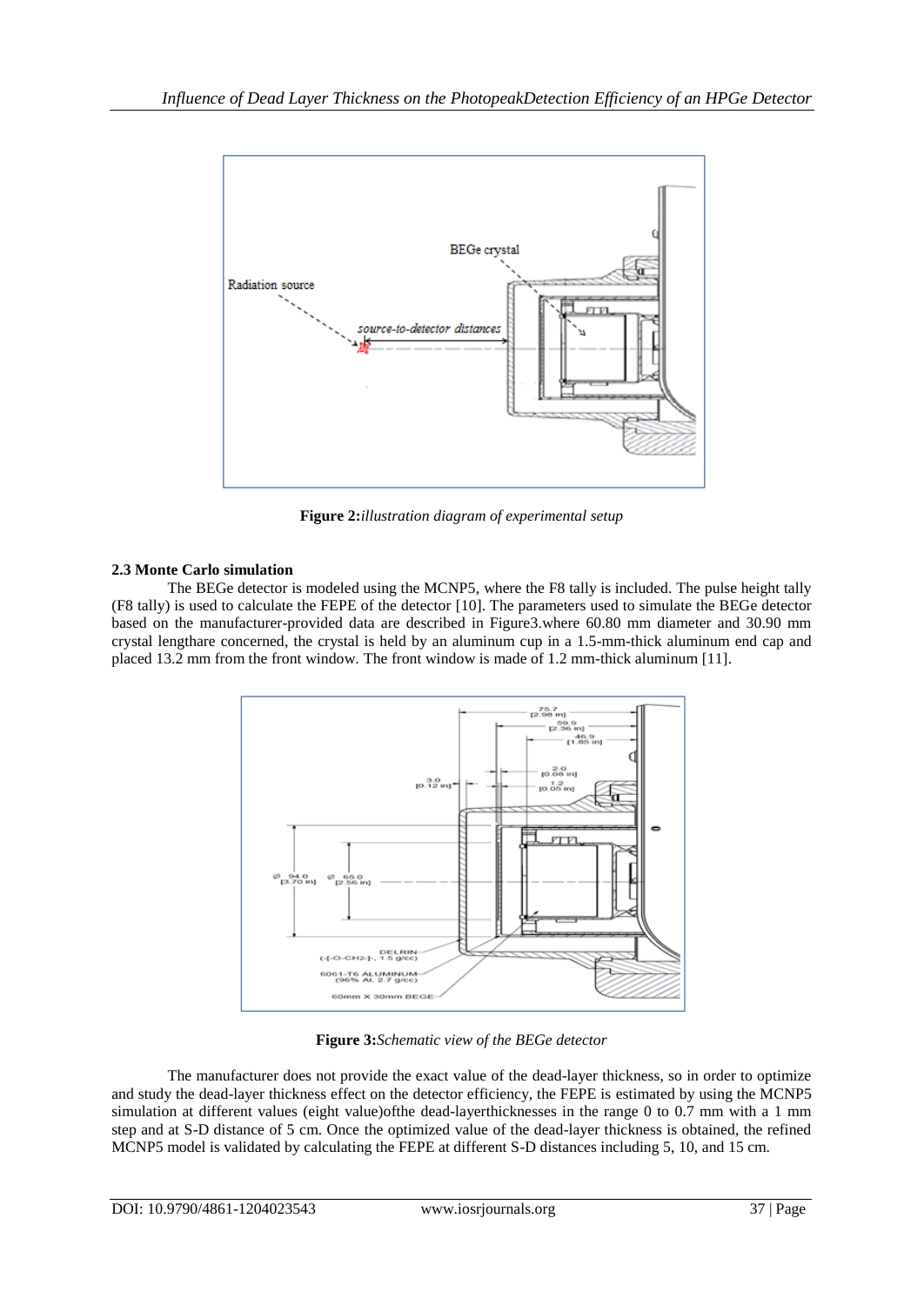**Figure 2:** *illustration diagram of experimental setup*

### 2.3 Monte Carlo simulation

The BEGe detector is modeled using the MCNP5, where the F8 tally is included. The pulse height tally (F8 tally) is used to calculate the FEPE of the detector [10]. The parameters used to simulate the BEGe detector based on the manufacturer-provided data are described in Figure3.where 60.80 mm diameter and 30.90 mm crystal lengthare concerned, the crystal is held by an aluminum cup in a 1.5-mm-thick aluminum end cap and placed 13.2 mm from the front window. The front window is made of 1.2 mm-thick aluminum [11].

**Figure 3:** *Schematic view of the BEGe detector*

The manufacturer does not provide the exact value of the dead-layer thickness, so in order to optimize and study the dead-layer thickness effect on the detector efficiency, the FEPE is estimated by using the MCNP5 simulation at different values (eight value)ofthe dead-layerthicknesses in the range 0 to 0.7 mm with a 1 mm step and at S-D distance of 5 cm. Once the optimized value of the dead-layer thickness is obtained, the refined MCNP5 model is validated by calculating the FEPE at different S-D distances including 5, 10, and 15 cm.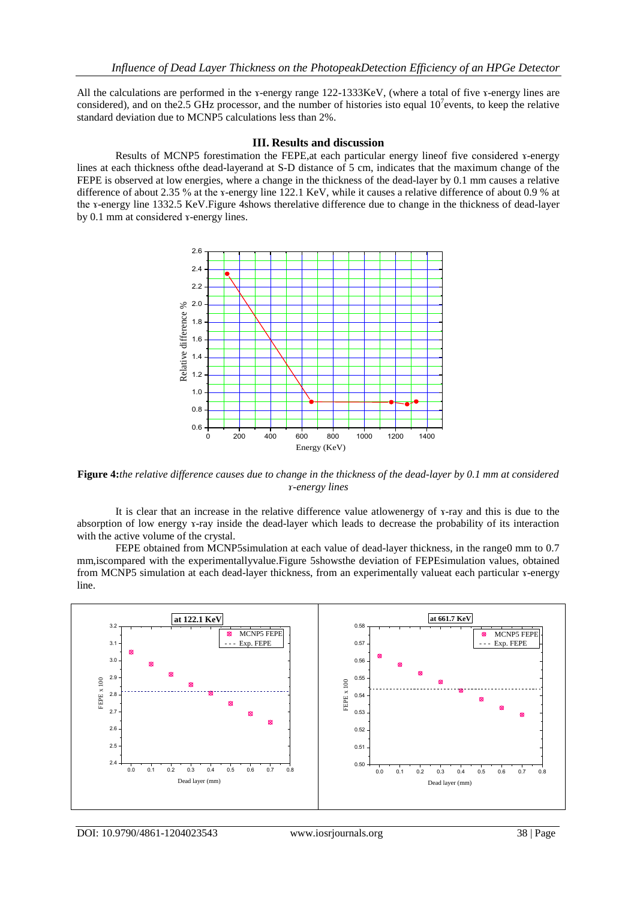All the calculations are performed in the ɤ-energy range 122-1333KeV, (where a total of five ɤ-energy lines are considered), and on the2.5 GHz processor, and the number of histories isto equal $10^7$events, to keep the relative standard deviation due to MCNP5 calculations less than 2%.

## III. Results and discussion

Results of MCNP5 forestimation the FEPE,at each particular energy lineof five considered ɤ-energy lines at each thickness ofthe dead-layerand at S-D distance of 5 cm, indicates that the maximum change of the FEPE is observed at low energies, where a change in the thickness of the dead-layer by 0.1 mm causes a relative difference of about 2.35 % at the ɤ-energy line 122.1 KeV, while it causes a relative difference of about 0.9 % at the ɤ-energy line 1332.5 KeV.Figure 4shows therelative difference due to change in the thickness of dead-layer by 0.1 mm at considered ɤ-energy lines.

**Figure 4:***the relative difference causes due to change in the thickness of the dead-layer by 0.1 mm at considered ɤ-energy lines*

It is clear that an increase in the relative difference value atlowenergy of ɤ-ray and this is due to the absorption of low energy ɤ-ray inside the dead-layer which leads to decrease the probability of its interaction with the active volume of the crystal.

FEPE obtained from MCNP5simulation at each value of dead-layer thickness, in the range0 mm to 0.7 mm,iscompared with the experimentallyvalue.Figure 5showsthe deviation of FEPEsimulation values, obtained from MCNP5 simulation at each dead-layer thickness, from an experimentally valueat each particular ɤ-energy line.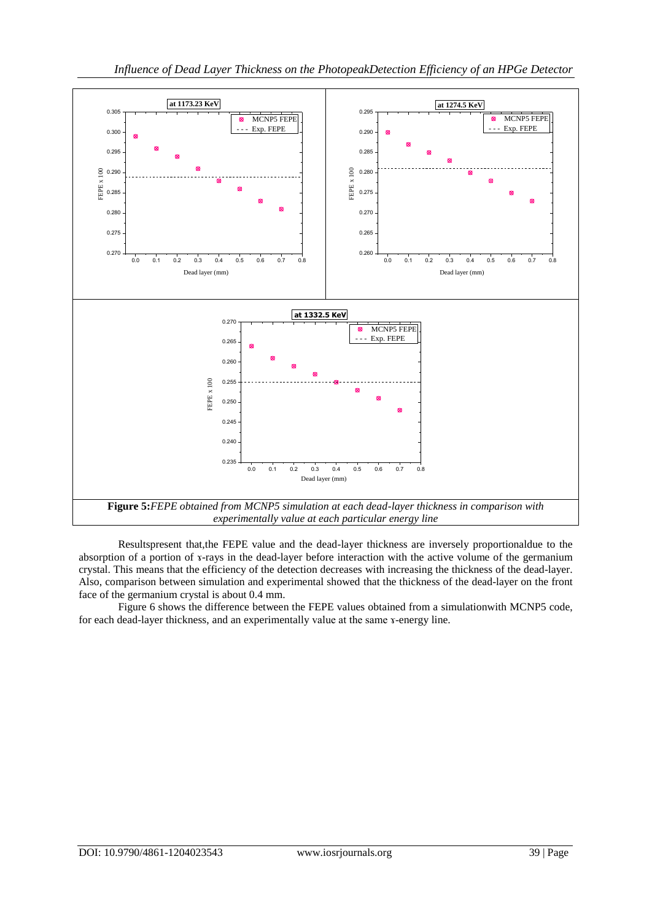**Figure 5:** *FEPE obtained from MCNP5 simulation at each dead-layer thickness in comparison with experimentally value at each particular energy line*

Resultspresent that,the FEPE value and the dead-layer thickness are inversely proportionaldue to the absorption of a portion of ɤ-rays in the dead-layer before interaction with the active volume of the germanium crystal. This means that the efficiency of the detection decreases with increasing the thickness of the dead-layer. Also, comparison between simulation and experimental showed that the thickness of the dead-layer on the front face of the germanium crystal is about 0.4 mm.

Figure 6 shows the difference between the FEPE values obtained from a simulationwith MCNP5 code, for each dead-layer thickness, and an experimentally value at the same ɤ-energy line.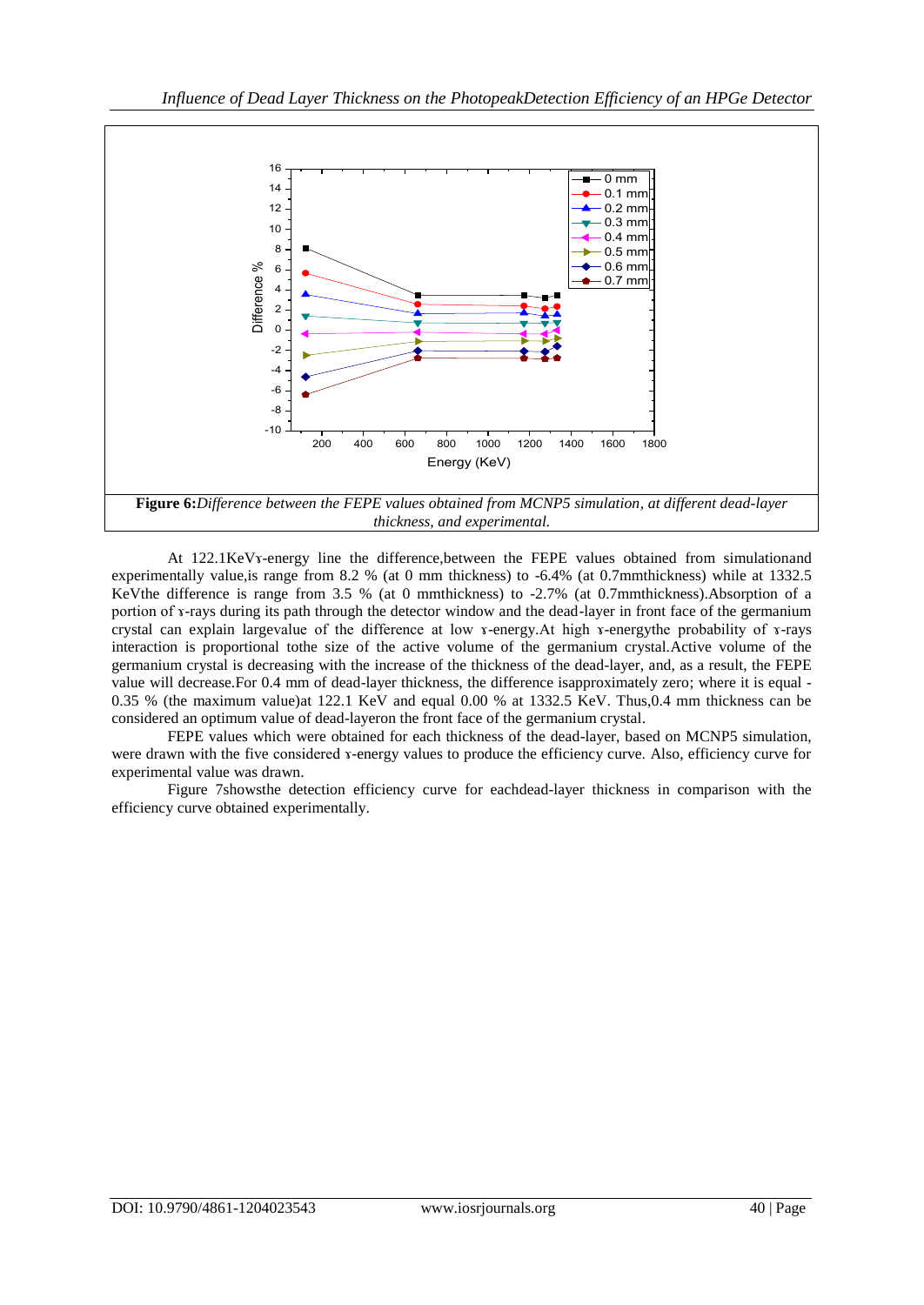**Figure 6:** *Difference between the FEPE values obtained from MCNP5 simulation, at different dead-layer thickness, and experimental.*

At 122.1KeVɤ-energy line the difference,between the FEPE values obtained from simulationand experimentally value,is range from 8.2 % (at 0 mm thickness) to -6.4% (at 0.7mmthickness) while at 1332.5 KeVthe difference is range from 3.5 % (at 0 mmthickness) to -2.7% (at 0.7mmthickness).Absorption of a portion of ɤ-rays during its path through the detector window and the dead-layer in front face of the germanium crystal can explain largevalue of the difference at low ɤ-energy.At high ɤ-energythe probability of ɤ-rays interaction is proportional tothe size of the active volume of the germanium crystal.Active volume of the germanium crystal is decreasing with the increase of the thickness of the dead-layer, and, as a result, the FEPE value will decrease.For 0.4 mm of dead-layer thickness, the difference isapproximately zero; where it is equal -0.35 % (the maximum value)at 122.1 KeV and equal 0.00 % at 1332.5 KeV. Thus,0.4 mm thickness can be considered an optimum value of dead-layeron the front face of the germanium crystal.

FEPE values which were obtained for each thickness of the dead-layer, based on MCNP5 simulation, were drawn with the five considered ɤ-energy values to produce the efficiency curve. Also, efficiency curve for experimental value was drawn.

Figure 7showsthe detection efficiency curve for eachdead-layer thickness in comparison with the efficiency curve obtained experimentally.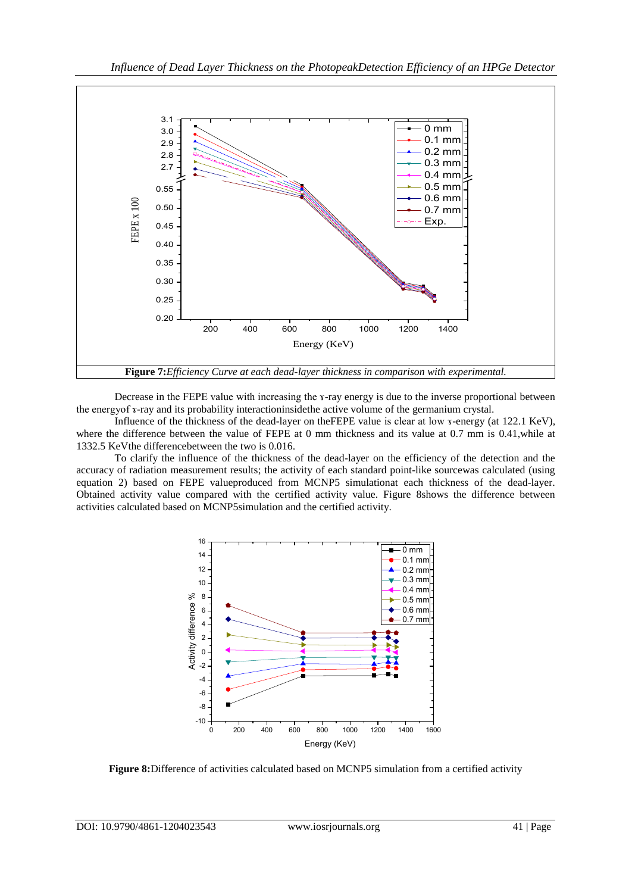**Figure 7:** *Efficiency Curve at each dead-layer thickness in comparison with experimental.*

Decrease in the FEPE value with increasing the ɤ-ray energy is due to the inverse proportional between the energyof ɤ-ray and its probability interactioninsidethe active volume of the germanium crystal.

Influence of the thickness of the dead-layer on theFEPE value is clear at low ɤ-energy (at 122.1 KeV), where the difference between the value of FEPE at 0 mm thickness and its value at 0.7 mm is 0.41,while at 1332.5 KeVthe differencebetween the two is 0.016.

To clarify the influence of the thickness of the dead-layer on the efficiency of the detection and the accuracy of radiation measurement results; the activity of each standard point-like sourcewas calculated (using equation 2) based on FEPE valueproduced from MCNP5 simulationat each thickness of the dead-layer. Obtained activity value compared with the certified activity value. Figure 8shows the difference between activities calculated based on MCNP5simulation and the certified activity.

**Figure 8:** Difference of activities calculated based on MCNP5 simulation from a certified activity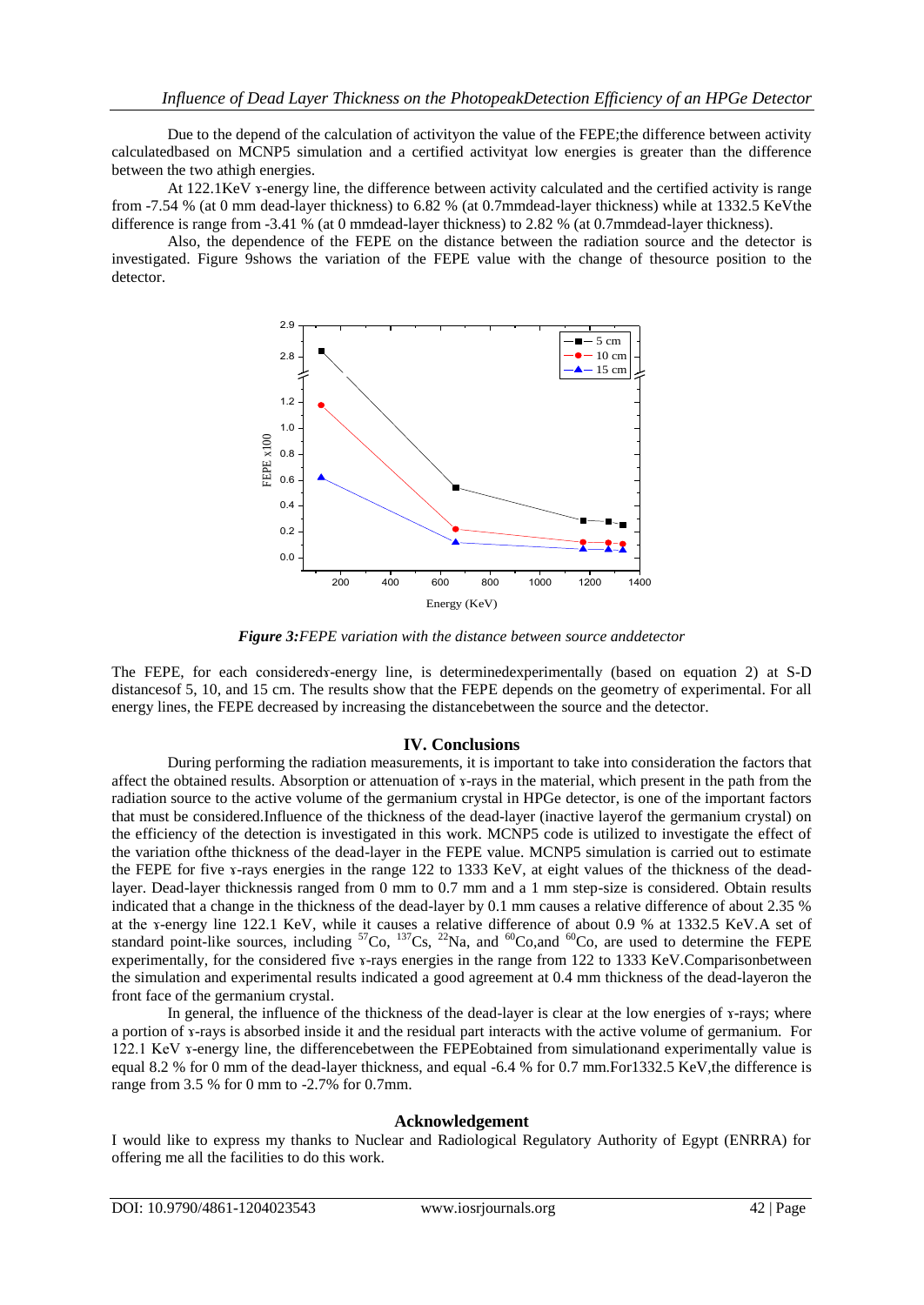Due to the depend of the calculation of activityon the value of the FEPE;the difference between activity calculatedbased on MCNP5 simulation and a certified activityat low energies is greater than the difference between the two athigh energies.

At 122.1KeV ɤ-energy line, the difference between activity calculated and the certified activity is range from -7.54 % (at 0 mm dead-layer thickness) to 6.82 % (at 0.7mmdead-layer thickness) while at 1332.5 KeVthe difference is range from -3.41 % (at 0 mmdead-layer thickness) to 2.82 % (at 0.7mmdead-layer thickness).

Also, the dependence of the FEPE on the distance between the radiation source and the detector is investigated. Figure 9shows the variation of the FEPE value with the change of thesource position to the detector.

***Figure 3:****FEPE variation with the distance between source anddetector*

The FEPE, for each consideredɤ-energy line, is determinedexperimentally (based on equation 2) at S-D distancesof 5, 10, and 15 cm. The results show that the FEPE depends on the geometry of experimental. For all energy lines, the FEPE decreased by increasing the distancebetween the source and the detector.

## IV. Conclusions

During performing the radiation measurements, it is important to take into consideration the factors that affect the obtained results. Absorption or attenuation of ɤ-rays in the material, which present in the path from the radiation source to the active volume of the germanium crystal in HPGe detector, is one of the important factors that must be considered.Influence of the thickness of the dead-layer (inactive layerof the germanium crystal) on the efficiency of the detection is investigated in this work. MCNP5 code is utilized to investigate the effect of the variation ofthe thickness of the dead-layer in the FEPE value. MCNP5 simulation is carried out to estimate the FEPE for five ɤ-rays energies in the range 122 to 1333 KeV, at eight values of the thickness of the dead-layer. Dead-layer thicknessis ranged from 0 mm to 0.7 mm and a 1 mm step-size is considered. Obtain results indicated that a change in the thickness of the dead-layer by 0.1 mm causes a relative difference of about 2.35 % at the ɤ-energy line 122.1 KeV, while it causes a relative difference of about 0.9 % at 1332.5 KeV.A set of standard point-like sources, including $^{57}$Co, $^{137}$Cs, $^{22}$Na, and $^{60}$Co,and $^{60}$Co, are used to determine the FEPE experimentally, for the considered five ɤ-rays energies in the range from 122 to 1333 KeV.Comparisonbetween the simulation and experimental results indicated a good agreement at 0.4 mm thickness of the dead-layeron the front face of the germanium crystal.

In general, the influence of the thickness of the dead-layer is clear at the low energies of ɤ-rays; where a portion of ɤ-rays is absorbed inside it and the residual part interacts with the active volume of germanium. For 122.1 KeV ɤ-energy line, the differencebetween the FEPEobtained from simulationand experimentally value is equal 8.2 % for 0 mm of the dead-layer thickness, and equal -6.4 % for 0.7 mm.For1332.5 KeV,the difference is range from 3.5 % for 0 mm to -2.7% for 0.7mm.

## Acknowledgement

I would like to express my thanks to Nuclear and Radiological Regulatory Authority of Egypt (ENRRA) for offering me all the facilities to do this work.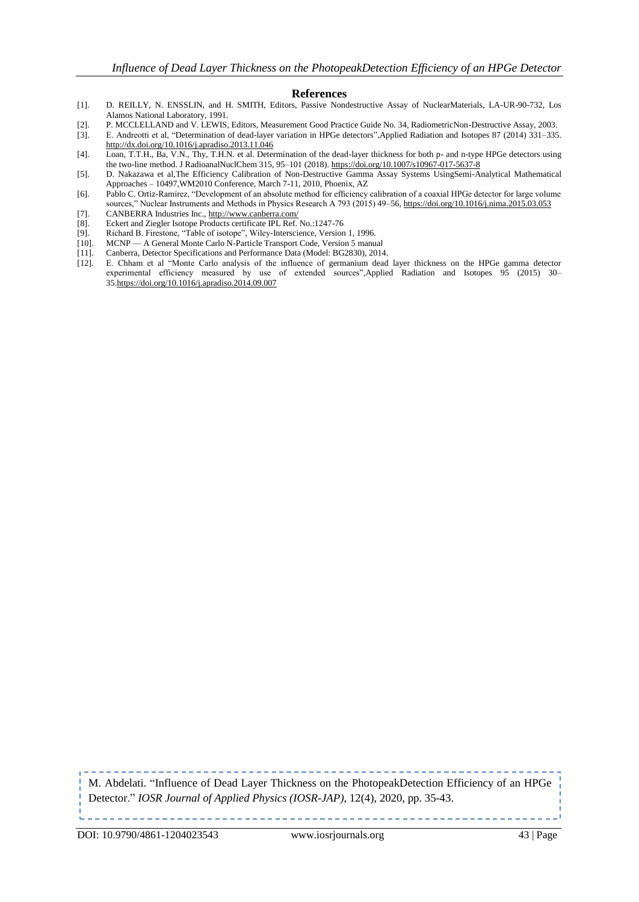## References

[1]. D. REILLY, N. ENSSLIN, and H. SMITH, Editors, Passive Nondestructive Assay of NuclearMaterials, LA-UR-90-732, Los Alamos National Laboratory, 1991.

[2]. P. MCCLELLAND and V. LEWIS, Editors, Measurement Good Practice Guide No. 34, RadiometricNon-Destructive Assay, 2003.

[3]. E. Andreotti et al, "Determination of dead-layer variation in HPGe detectors",Applied Radiation and Isotopes 87 (2014) 331–335. http://dx.doi.org/10.1016/j.apradiso.2013.11.046

[4]. Loan, T.T.H., Ba, V.N., Thy, T.H.N. et al. Determination of the dead-layer thickness for both p- and n-type HPGe detectors using the two-line method. J RadioanalNuclChem 315, 95–101 (2018). https://doi.org/10.1007/s10967-017-5637-8

[5]. D. Nakazawa et al,The Efficiency Calibration of Non-Destructive Gamma Assay Systems UsingSemi-Analytical Mathematical Approaches – 10497,WM2010 Conference, March 7-11, 2010, Phoenix, AZ

[6]. Pablo C. Ortiz-Ramírez, "Development of an absolute method for efficiency calibration of a coaxial HPGe detector for large volume sources," Nuclear Instruments and Methods in Physics Research A 793 (2015) 49–56, https://doi.org/10.1016/j.nima.2015.03.053

[7]. CANBERRA Industries Inc., http://www.canberra.com/

[8]. Eckert and Ziegler Isotope Products certificate IPL Ref. No.:1247-76

[9]. Richard B. Firestone, "Table of isotope", Wiley-Interscience, Version 1, 1996.

[10]. MCNP — A General Monte Carlo N-Particle Transport Code, Version 5 manual

[11]. Canberra, Detector Specifications and Performance Data (Model: BG2830), 2014.

[12]. E. Chham et al "Monte Carlo analysis of the influence of germanium dead layer thickness on the HPGe gamma detector experimental efficiency measured by use of extended sources",Applied Radiation and Isotopes 95 (2015) 30–35.https://doi.org/10.1016/j.apradiso.2014.09.007

M. Abdelati. "Influence of Dead Layer Thickness on the PhotopeakDetection Efficiency of an HPGe Detector." *IOSR Journal of Applied Physics (IOSR-JAP)*, 12(4), 2020, pp. 35-43.